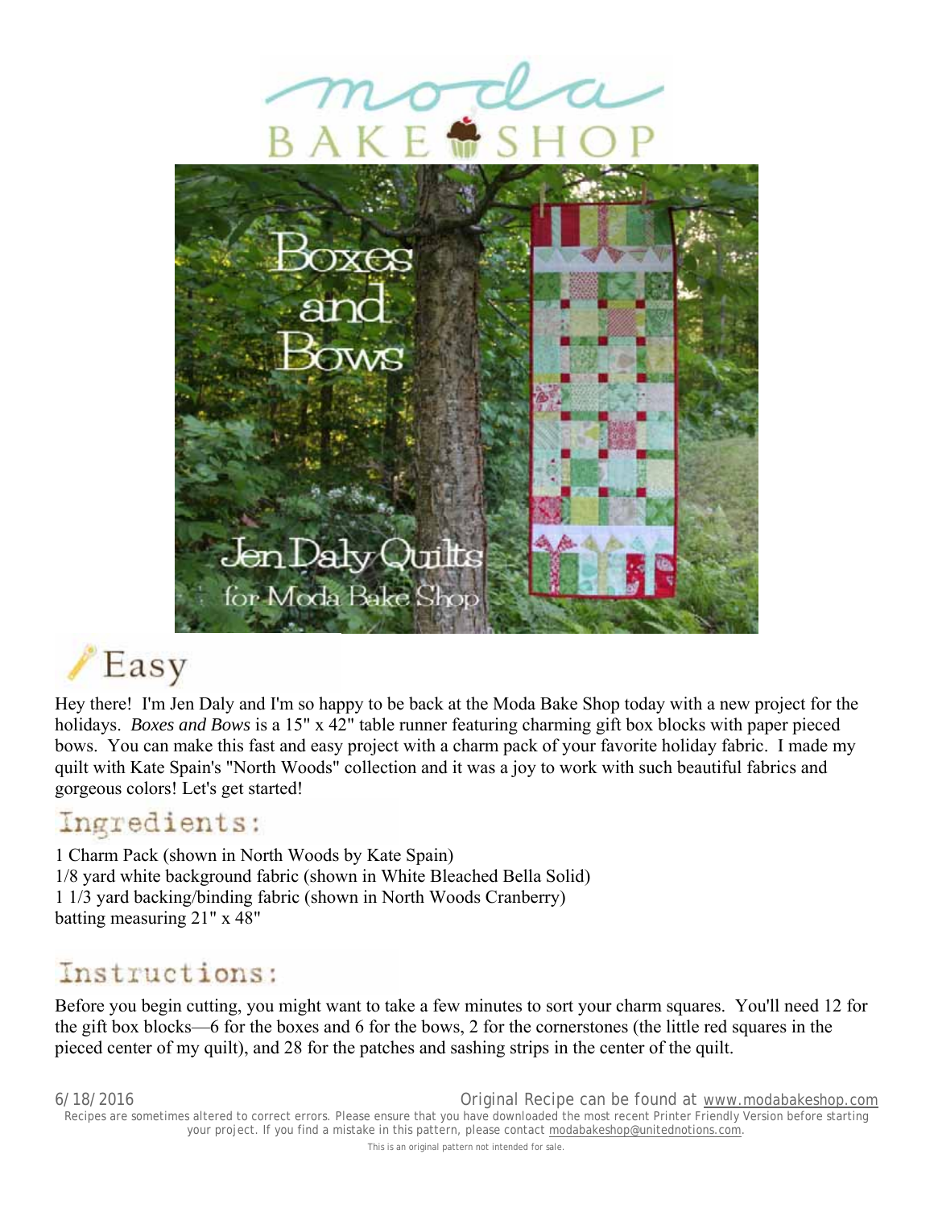# Easy

Hey there! I'm Jen Daly and I'm so happy to be back at the Moda Bake Shop today with a new project for the holidays. *Boxes and Bows* is a 15" x 42" table runner featuring charming gift box blocks with paper pieced bows. You can make this fast and easy project with a charm pack of your favorite holiday fabric. I made my quilt with Kate Spain's "North Woods" collection and it was a joy to work with such beautiful fabrics and gorgeous colors! Let's get started!

## Ingredients:

1 Charm Pack (shown in North Woods by Kate Spain)
1/8 yard white background fabric (shown in White Bleached Bella Solid)
1 1/3 yard backing/binding fabric (shown in North Woods Cranberry)
batting measuring 21" x 48"

## Instructions:

Before you begin cutting, you might want to take a few minutes to sort your charm squares. You'll need 12 for the gift box blocks—6 for the boxes and 6 for the bows, 2 for the cornerstones (the little red squares in the pieced center of my quilt), and 28 for the patches and sashing strips in the center of the quilt.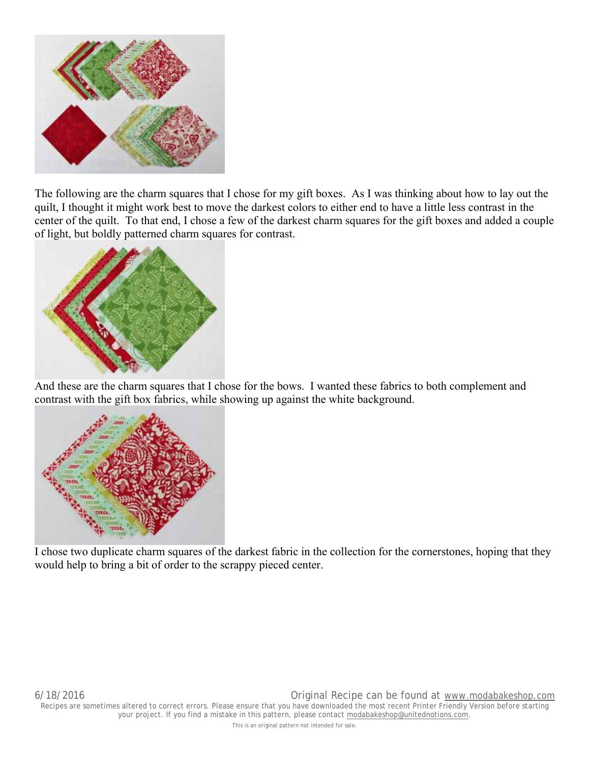The following are the charm squares that I chose for my gift boxes. As I was thinking about how to lay out the quilt, I thought it might work best to move the darkest colors to either end to have a little less contrast in the center of the quilt. To that end, I chose a few of the darkest charm squares for the gift boxes and added a couple of light, but boldly patterned charm squares for contrast.

And these are the charm squares that I chose for the bows. I wanted these fabrics to both complement and contrast with the gift box fabrics, while showing up against the white background.

I chose two duplicate charm squares of the darkest fabric in the collection for the cornerstones, hoping that they would help to bring a bit of order to the scrappy pieced center.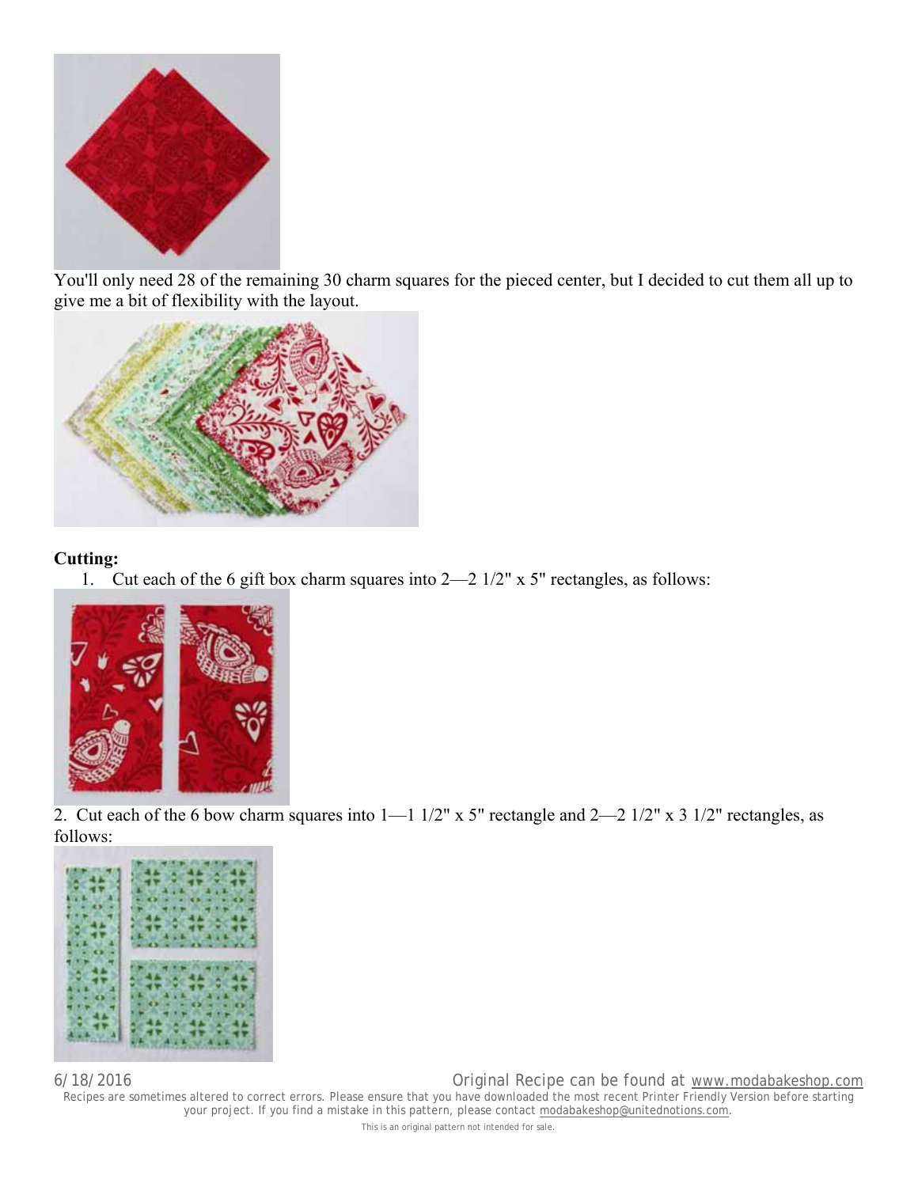You'll only need 28 of the remaining 30 charm squares for the pieced center, but I decided to cut them all up to give me a bit of flexibility with the layout.

**Cutting:**

1. Cut each of the 6 gift box charm squares into 2—2 1/2" x 5" rectangles, as follows:

2. Cut each of the 6 bow charm squares into 1—1 1/2" x 5" rectangle and 2—2 1/2" x 3 1/2" rectangles, as follows: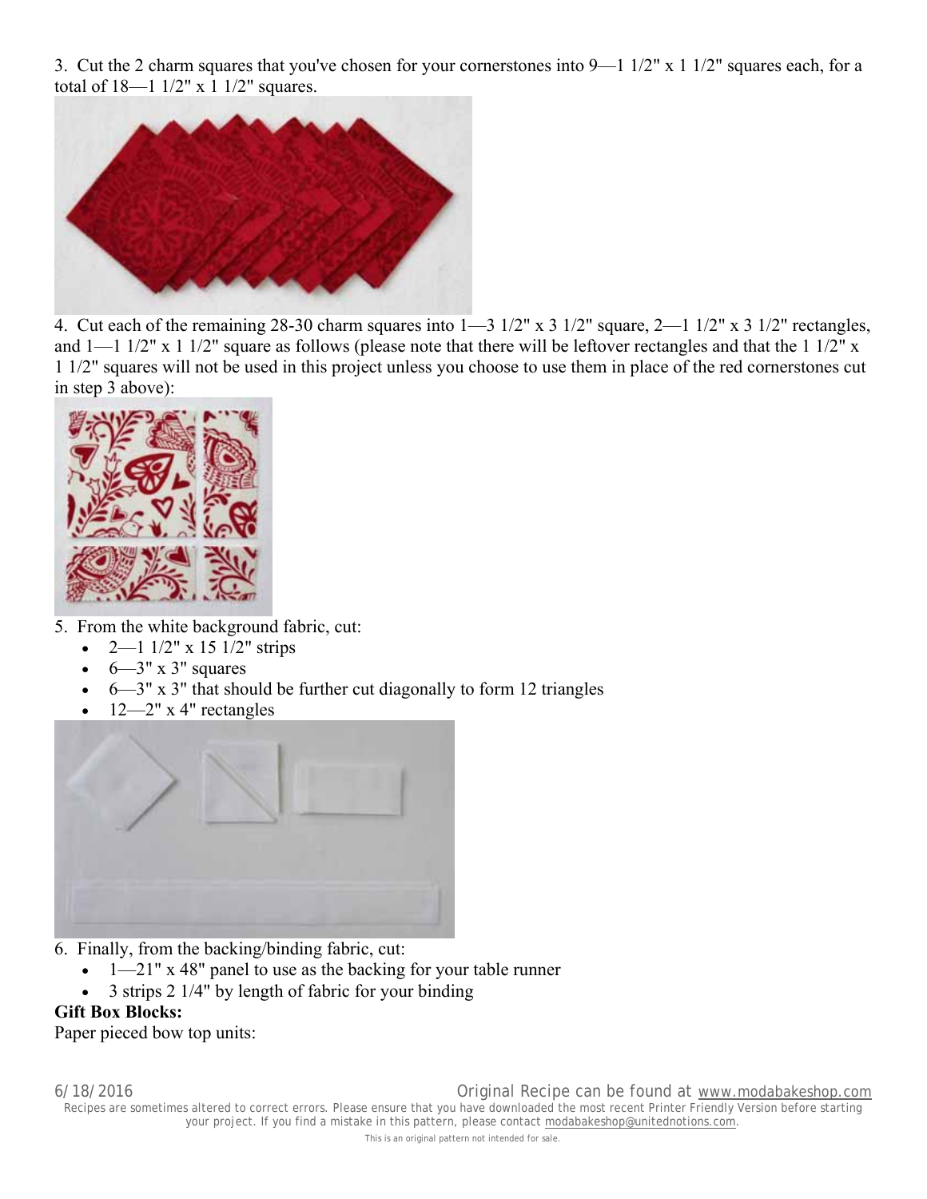3. Cut the 2 charm squares that you've chosen for your cornerstones into 9—1 1/2" x 1 1/2" squares each, for a total of 18—1 1/2" x 1 1/2" squares.

4. Cut each of the remaining 28-30 charm squares into 1—3 1/2" x 3 1/2" square, 2—1 1/2" x 3 1/2" rectangles, and 1—1 1/2" x 1 1/2" square as follows (please note that there will be leftover rectangles and that the 1 1/2" x 1 1/2" squares will not be used in this project unless you choose to use them in place of the red cornerstones cut in step 3 above):

5. From the white background fabric, cut:

- 2—1 1/2" x 15 1/2" strips
- 6—3" x 3" squares
- 6—3" x 3" that should be further cut diagonally to form 12 triangles
- 12—2" x 4" rectangles

6. Finally, from the backing/binding fabric, cut:

- 1—21" x 48" panel to use as the backing for your table runner
- 3 strips 2 1/4" by length of fabric for your binding

**Gift Box Blocks:**

Paper pieced bow top units: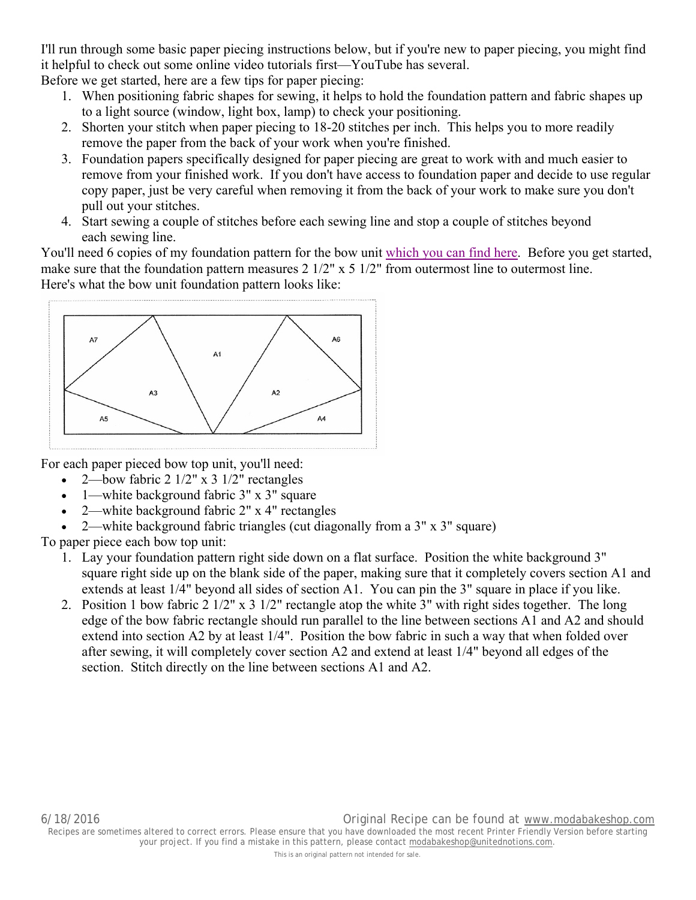I'll run through some basic paper piecing instructions below, but if you're new to paper piecing, you might find it helpful to check out some online video tutorials first—YouTube has several.

Before we get started, here are a few tips for paper piecing:

1. When positioning fabric shapes for sewing, it helps to hold the foundation pattern and fabric shapes up to a light source (window, light box, lamp) to check your positioning.
2. Shorten your stitch when paper piecing to 18-20 stitches per inch. This helps you to more readily remove the paper from the back of your work when you're finished.
3. Foundation papers specifically designed for paper piecing are great to work with and much easier to remove from your finished work. If you don't have access to foundation paper and decide to use regular copy paper, just be very careful when removing it from the back of your work to make sure you don't pull out your stitches.
4. Start sewing a couple of stitches before each sewing line and stop a couple of stitches beyond each sewing line.

You'll need 6 copies of my foundation pattern for the bow unit which you can find here. Before you get started, make sure that the foundation pattern measures 2 1/2" x 5 1/2" from outermost line to outermost line.

Here's what the bow unit foundation pattern looks like:

A7 A1 A6 A3 A2 A5 A4

For each paper pieced bow top unit, you'll need:

- 2—bow fabric 2 1/2" x 3 1/2" rectangles
- 1—white background fabric 3" x 3" square
- 2—white background fabric 2" x 4" rectangles
- 2—white background fabric triangles (cut diagonally from a 3" x 3" square)

To paper piece each bow top unit:

1. Lay your foundation pattern right side down on a flat surface. Position the white background 3" square right side up on the blank side of the paper, making sure that it completely covers section A1 and extends at least 1/4" beyond all sides of section A1. You can pin the 3" square in place if you like.
2. Position 1 bow fabric 2 1/2" x 3 1/2" rectangle atop the white 3" with right sides together. The long edge of the bow fabric rectangle should run parallel to the line between sections A1 and A2 and should extend into section A2 by at least 1/4". Position the bow fabric in such a way that when folded over after sewing, it will completely cover section A2 and extend at least 1/4" beyond all edges of the section. Stitch directly on the line between sections A1 and A2.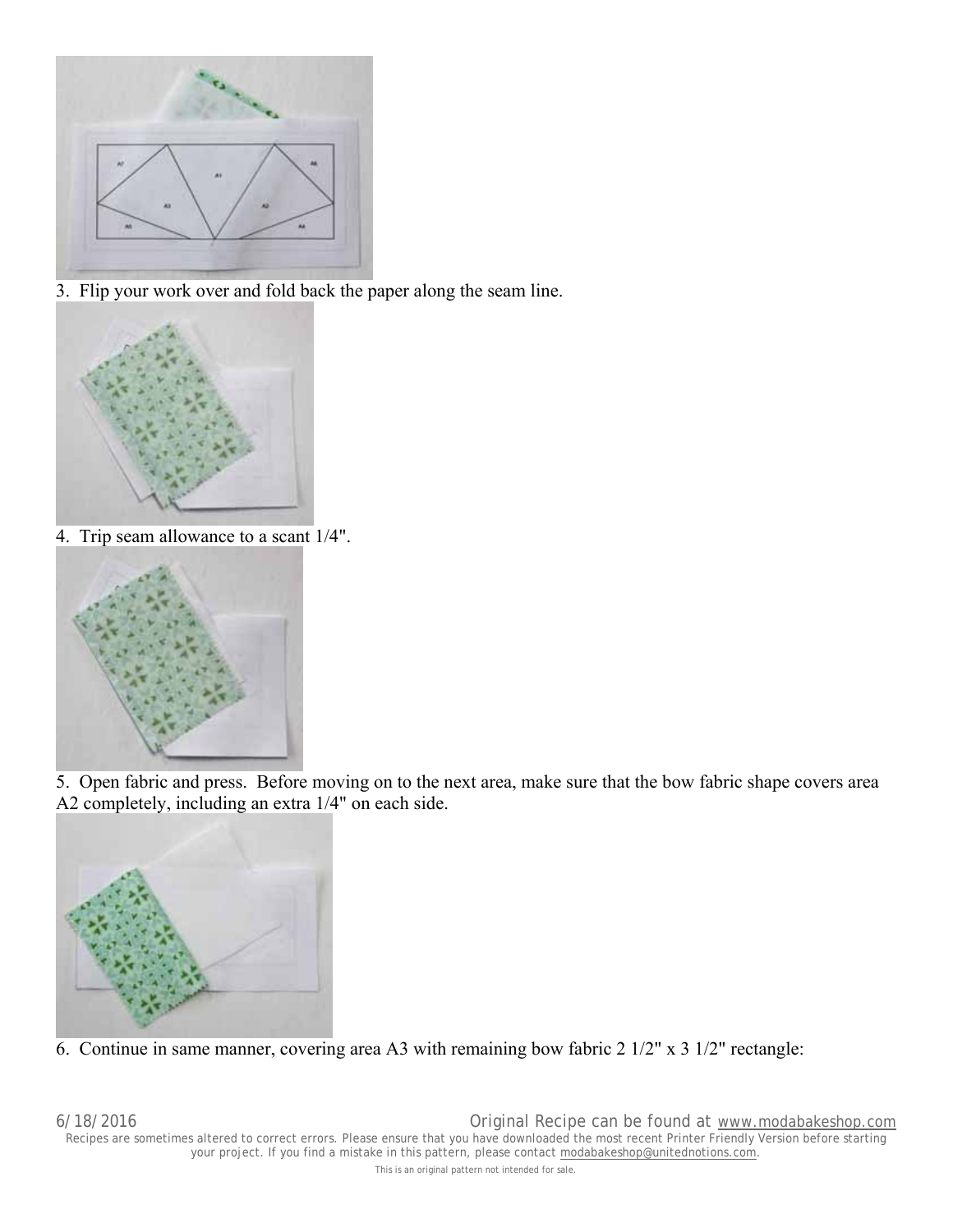3. Flip your work over and fold back the paper along the seam line.

4. Trip seam allowance to a scant 1/4".

5. Open fabric and press. Before moving on to the next area, make sure that the bow fabric shape covers area A2 completely, including an extra 1/4" on each side.

6. Continue in same manner, covering area A3 with remaining bow fabric 2 1/2" x 3 1/2" rectangle: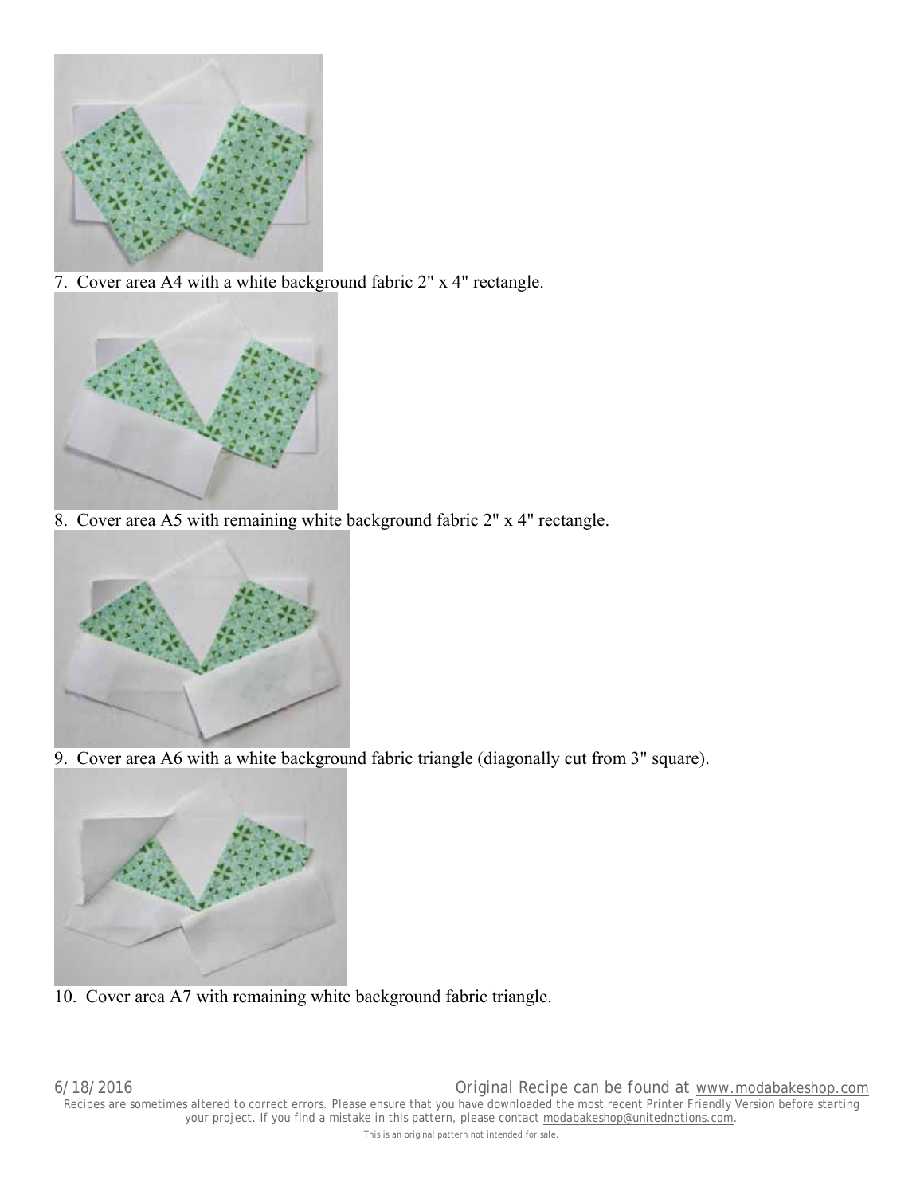7. Cover area A4 with a white background fabric 2" x 4" rectangle.

8. Cover area A5 with remaining white background fabric 2" x 4" rectangle.

9. Cover area A6 with a white background fabric triangle (diagonally cut from 3" square).

10. Cover area A7 with remaining white background fabric triangle.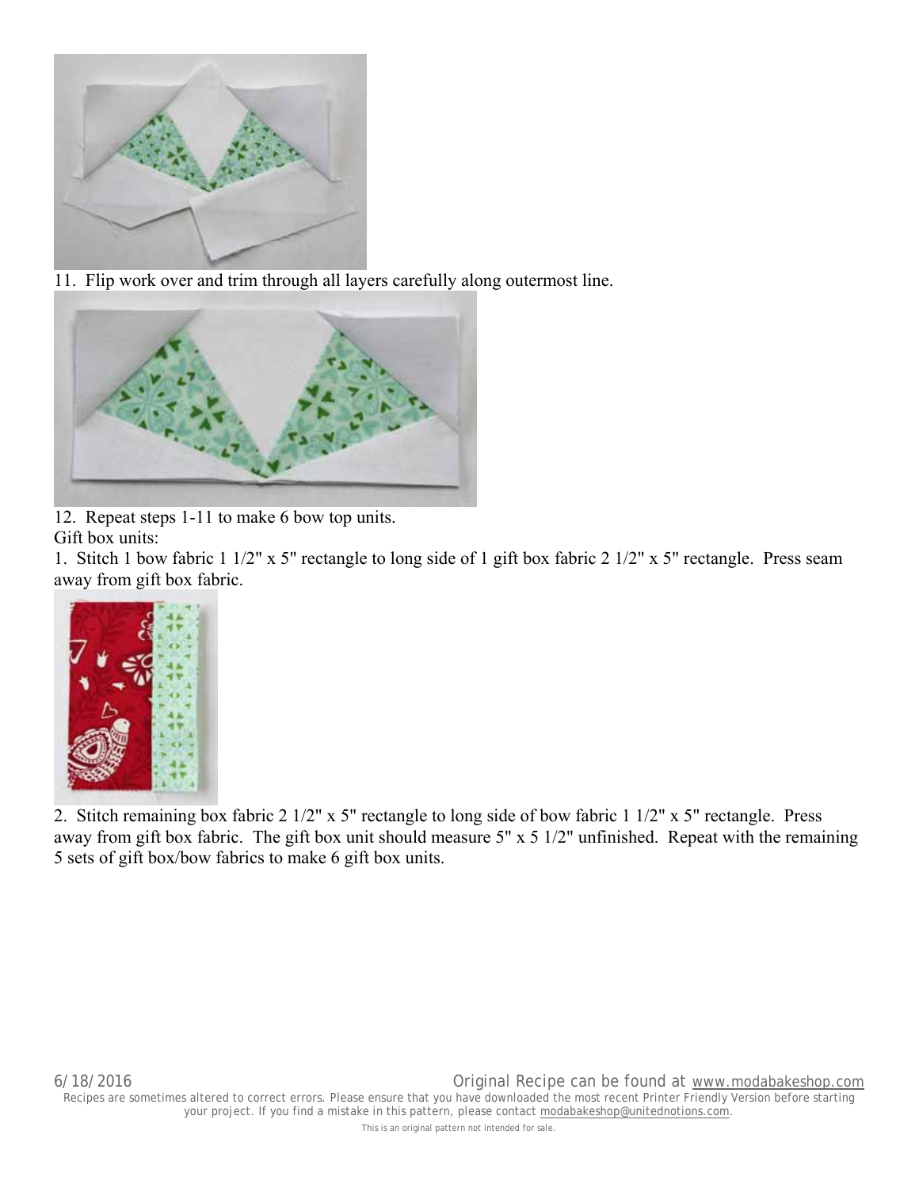11. Flip work over and trim through all layers carefully along outermost line.

12. Repeat steps 1-11 to make 6 bow top units.

Gift box units:

1. Stitch 1 bow fabric 1 1/2" x 5" rectangle to long side of 1 gift box fabric 2 1/2" x 5" rectangle. Press seam away from gift box fabric.

2. Stitch remaining box fabric 2 1/2" x 5" rectangle to long side of bow fabric 1 1/2" x 5" rectangle. Press away from gift box fabric. The gift box unit should measure 5" x 5 1/2" unfinished. Repeat with the remaining 5 sets of gift box/bow fabrics to make 6 gift box units.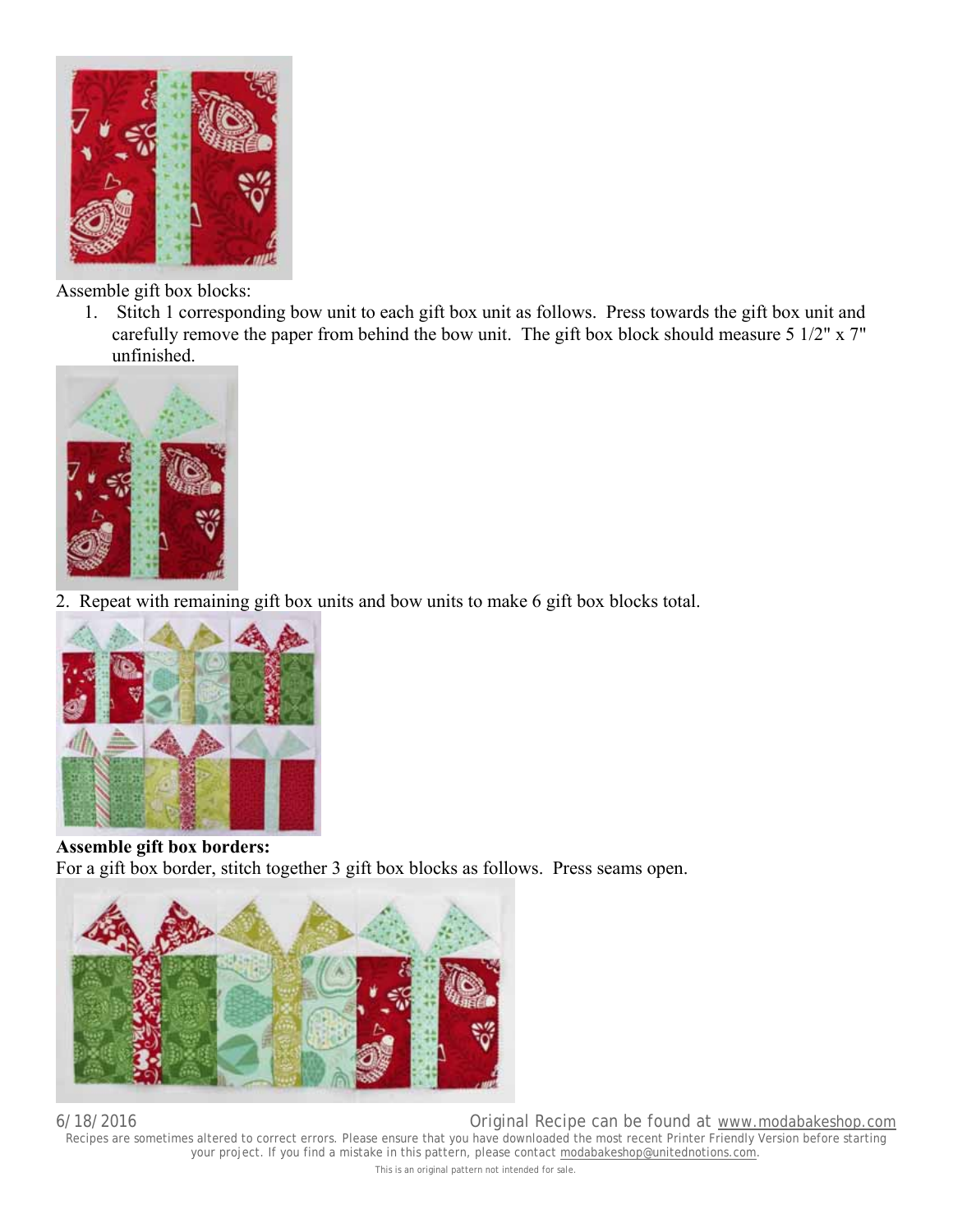Assemble gift box blocks:

1. Stitch 1 corresponding bow unit to each gift box unit as follows. Press towards the gift box unit and carefully remove the paper from behind the bow unit. The gift box block should measure 5 1/2" x 7" unfinished.

2. Repeat with remaining gift box units and bow units to make 6 gift box blocks total.

**Assemble gift box borders:**

For a gift box border, stitch together 3 gift box blocks as follows. Press seams open.

6/18/2016 Original Recipe can be found at www.modabakeshop.com

Recipes are sometimes altered to correct errors. Please ensure that you have downloaded the most recent Printer Friendly Version before starting your project. If you find a mistake in this pattern, please contact modabakeshop@unitednotions.com.

This is an original pattern not intended for sale.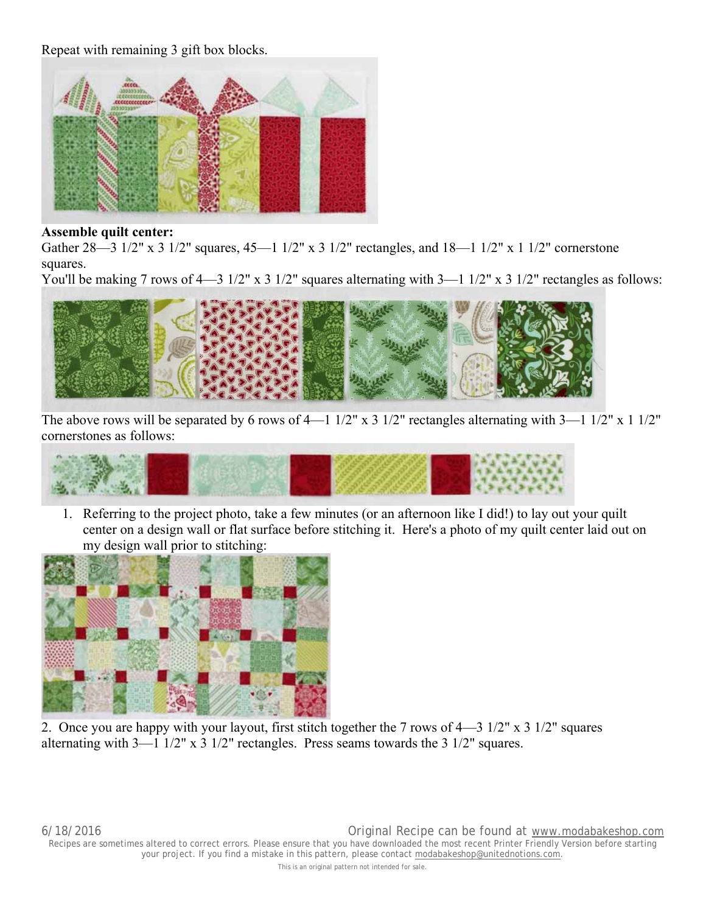Repeat with remaining 3 gift box blocks.

**Assemble quilt center:**

Gather 28—3 1/2" x 3 1/2" squares, 45—1 1/2" x 3 1/2" rectangles, and 18—1 1/2" x 1 1/2" cornerstone squares.

You'll be making 7 rows of 4—3 1/2" x 3 1/2" squares alternating with 3—1 1/2" x 3 1/2" rectangles as follows:

The above rows will be separated by 6 rows of 4—1 1/2" x 3 1/2" rectangles alternating with 3—1 1/2" x 1 1/2" cornerstones as follows:

1. Referring to the project photo, take a few minutes (or an afternoon like I did!) to lay out your quilt center on a design wall or flat surface before stitching it. Here's a photo of my quilt center laid out on my design wall prior to stitching:

2. Once you are happy with your layout, first stitch together the 7 rows of 4—3 1/2" x 3 1/2" squares alternating with 3—1 1/2" x 3 1/2" rectangles. Press seams towards the 3 1/2" squares.

6/18/2016 Original Recipe can be found at www.modabakeshop.com

Recipes are sometimes altered to correct errors. Please ensure that you have downloaded the most recent Printer Friendly Version before starting your project. If you find a mistake in this pattern, please contact modabakeshop@unitednotions.com.

This is an original pattern not intended for sale.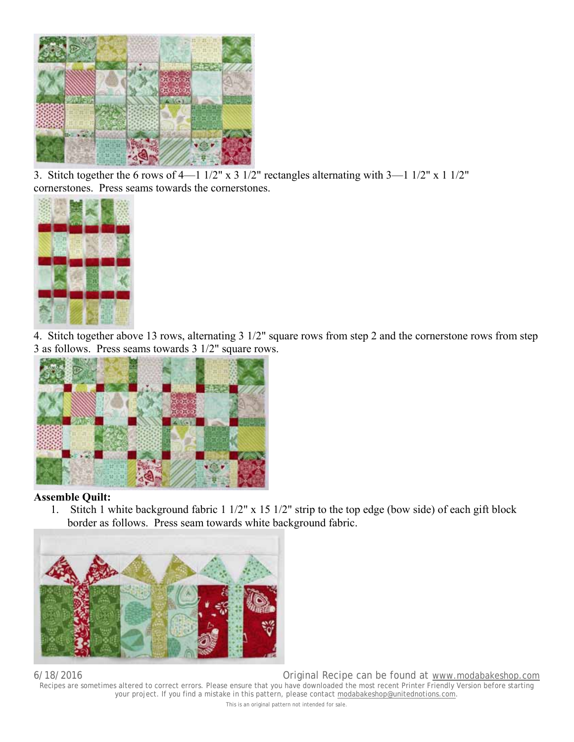3. Stitch together the 6 rows of 4—1 1/2" x 3 1/2" rectangles alternating with 3—1 1/2" x 1 1/2" cornerstones. Press seams towards the cornerstones.

4. Stitch together above 13 rows, alternating 3 1/2" square rows from step 2 and the cornerstone rows from step 3 as follows. Press seams towards 3 1/2" square rows.

**Assemble Quilt:**

1. Stitch 1 white background fabric 1 1/2" x 15 1/2" strip to the top edge (bow side) of each gift block border as follows. Press seam towards white background fabric.

Recipes are sometimes altered to correct errors. Please ensure that you have downloaded the most recent Printer Friendly Version before starting your project. If you find a mistake in this pattern, please contact modabakeshop@unitednotions.com.

This is an original pattern not intended for sale.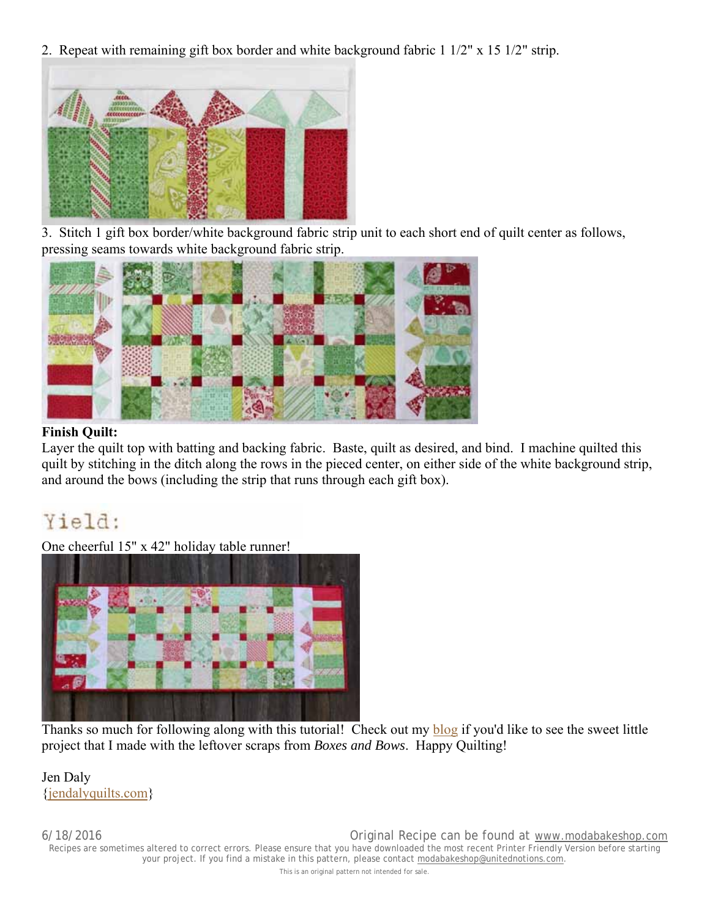2. Repeat with remaining gift box border and white background fabric 1 1/2" x 15 1/2" strip.

3. Stitch 1 gift box border/white background fabric strip unit to each short end of quilt center as follows, pressing seams towards white background fabric strip.

**Finish Quilt:**

Layer the quilt top with batting and backing fabric. Baste, quilt as desired, and bind. I machine quilted this quilt by stitching in the ditch along the rows in the pieced center, on either side of the white background strip, and around the bows (including the strip that runs through each gift box).

## Yield:

One cheerful 15" x 42" holiday table runner!

Thanks so much for following along with this tutorial! Check out my blog if you'd like to see the sweet little project that I made with the leftover scraps from *Boxes and Bows*. Happy Quilting!

Jen Daly
{jendalyquilts.com}

6/18/2016 Original Recipe can be found at www.modabakeshop.com

Recipes are sometimes altered to correct errors. Please ensure that you have downloaded the most recent Printer Friendly Version before starting your project. If you find a mistake in this pattern, please contact modabakeshop@unitednotions.com.

This is an original pattern not intended for sale.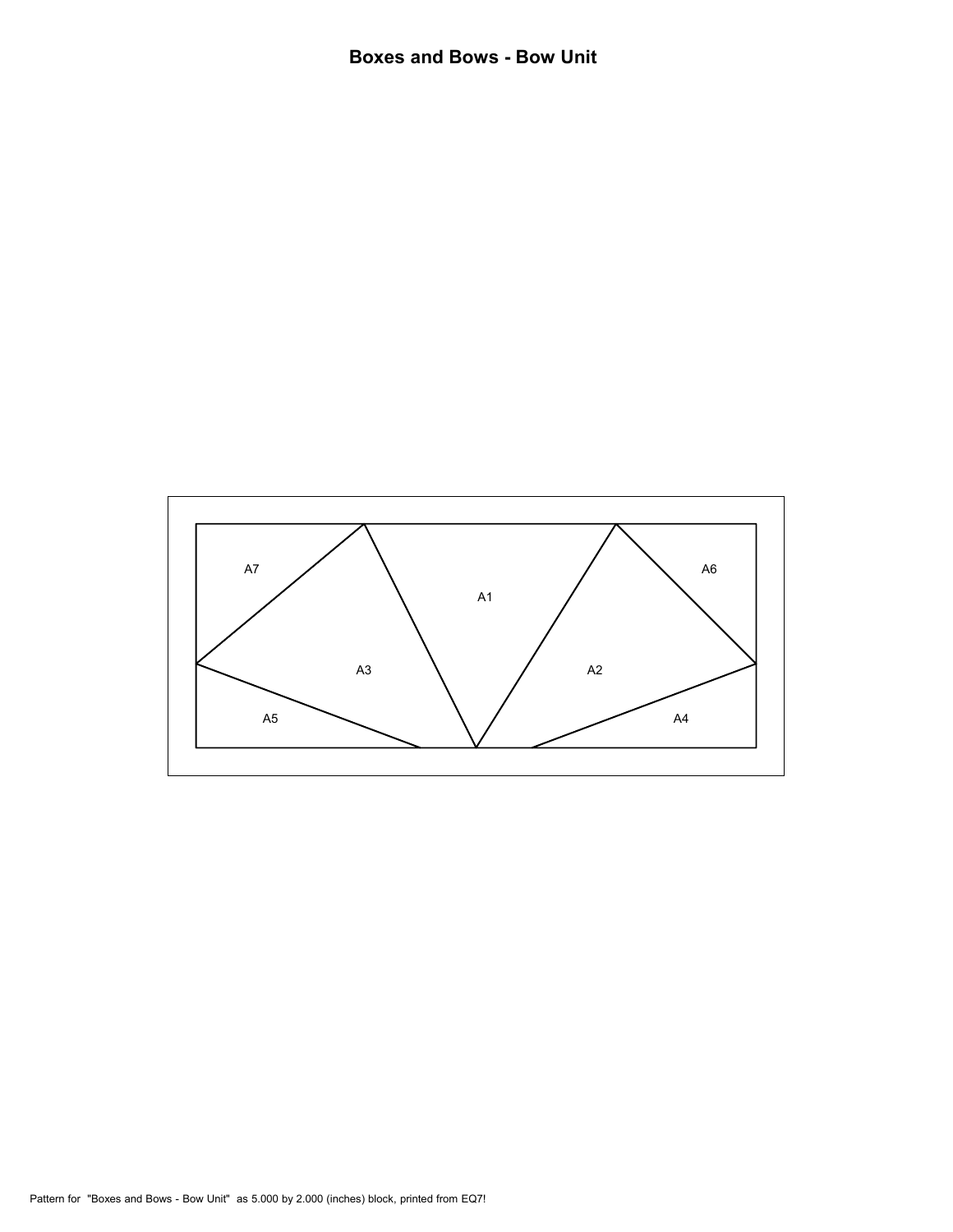# Boxes and Bows - Bow Unit

A7

A6

A1

A3

A2

A5

A4

Pattern for "Boxes and Bows - Bow Unit" as 5.000 by 2.000 (inches) block, printed from EQ7!